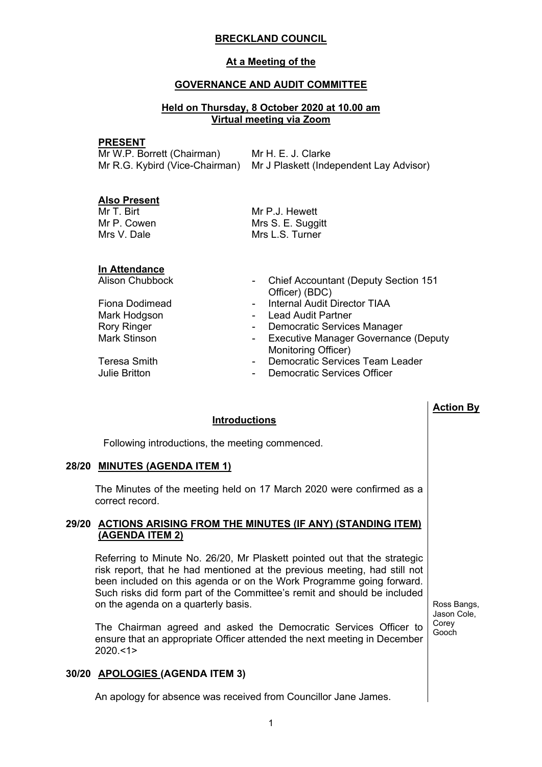**BRECKLAND COUNCIL**

**At a Meeting of the**

**GOVERNANCE AND AUDIT COMMITTEE**

**Held on Thursday, 8 October 2020 at 10.00 am**
**Virtual meeting via Zoom**

**PRESENT**

Mr W.P. Borrett (Chairman)
Mr R.G. Kybird (Vice-Chairman)
Mr H. E. J. Clarke
Mr J Plaskett (Independent Lay Advisor)

**Also Present**

Mr T. Birt
Mr P. Cowen
Mrs V. Dale
Mr P.J. Hewett
Mrs S. E. Suggitt
Mrs L.S. Turner

**In Attendance**

| | | |
|---|---|---|
| Alison Chubbock | - | Chief Accountant (Deputy Section 151 Officer) (BDC) |
| Fiona Dodimead | - | Internal Audit Director TIAA |
| Mark Hodgson | - | Lead Audit Partner |
| Rory Ringer | - | Democratic Services Manager |
| Mark Stinson | - | Executive Manager Governance (Deputy Monitoring Officer) |
| Teresa Smith | - | Democratic Services Team Leader |
| Julie Britton | - | Democratic Services Officer |

**Action By**

**Introductions**

Following introductions, the meeting commenced.

**28/20 MINUTES (AGENDA ITEM 1)**

The Minutes of the meeting held on 17 March 2020 were confirmed as a correct record.

**29/20 ACTIONS ARISING FROM THE MINUTES (IF ANY) (STANDING ITEM) (AGENDA ITEM 2)**

Referring to Minute No. 26/20, Mr Plaskett pointed out that the strategic risk report, that he had mentioned at the previous meeting, had still not been included on this agenda or on the Work Programme going forward. Such risks did form part of the Committee's remit and should be included on the agenda on a quarterly basis.

The Chairman agreed and asked the Democratic Services Officer to ensure that an appropriate Officer attended the next meeting in December 2020.<1>

*Action By: Ross Bangs, Jason Cole, Corey Gooch*

**30/20 APOLOGIES (AGENDA ITEM 3)**

An apology for absence was received from Councillor Jane James.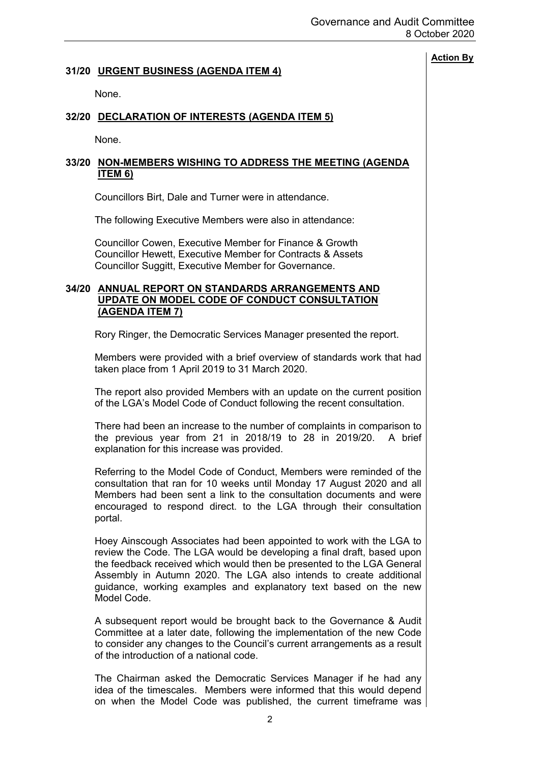**Action By**

## 31/20 URGENT BUSINESS (AGENDA ITEM 4)

None.

## 32/20 DECLARATION OF INTERESTS (AGENDA ITEM 5)

None.

## 33/20 NON-MEMBERS WISHING TO ADDRESS THE MEETING (AGENDA ITEM 6)

Councillors Birt, Dale and Turner were in attendance.

The following Executive Members were also in attendance:

Councillor Cowen, Executive Member for Finance & Growth
Councillor Hewett, Executive Member for Contracts & Assets
Councillor Suggitt, Executive Member for Governance.

## 34/20 ANNUAL REPORT ON STANDARDS ARRANGEMENTS AND UPDATE ON MODEL CODE OF CONDUCT CONSULTATION (AGENDA ITEM 7)

Rory Ringer, the Democratic Services Manager presented the report.

Members were provided with a brief overview of standards work that had taken place from 1 April 2019 to 31 March 2020.

The report also provided Members with an update on the current position of the LGA's Model Code of Conduct following the recent consultation.

There had been an increase to the number of complaints in comparison to the previous year from 21 in 2018/19 to 28 in 2019/20. A brief explanation for this increase was provided.

Referring to the Model Code of Conduct, Members were reminded of the consultation that ran for 10 weeks until Monday 17 August 2020 and all Members had been sent a link to the consultation documents and were encouraged to respond direct. to the LGA through their consultation portal.

Hoey Ainscough Associates had been appointed to work with the LGA to review the Code. The LGA would be developing a final draft, based upon the feedback received which would then be presented to the LGA General Assembly in Autumn 2020. The LGA also intends to create additional guidance, working examples and explanatory text based on the new Model Code.

A subsequent report would be brought back to the Governance & Audit Committee at a later date, following the implementation of the new Code to consider any changes to the Council's current arrangements as a result of the introduction of a national code.

The Chairman asked the Democratic Services Manager if he had any idea of the timescales. Members were informed that this would depend on when the Model Code was published, the current timeframe was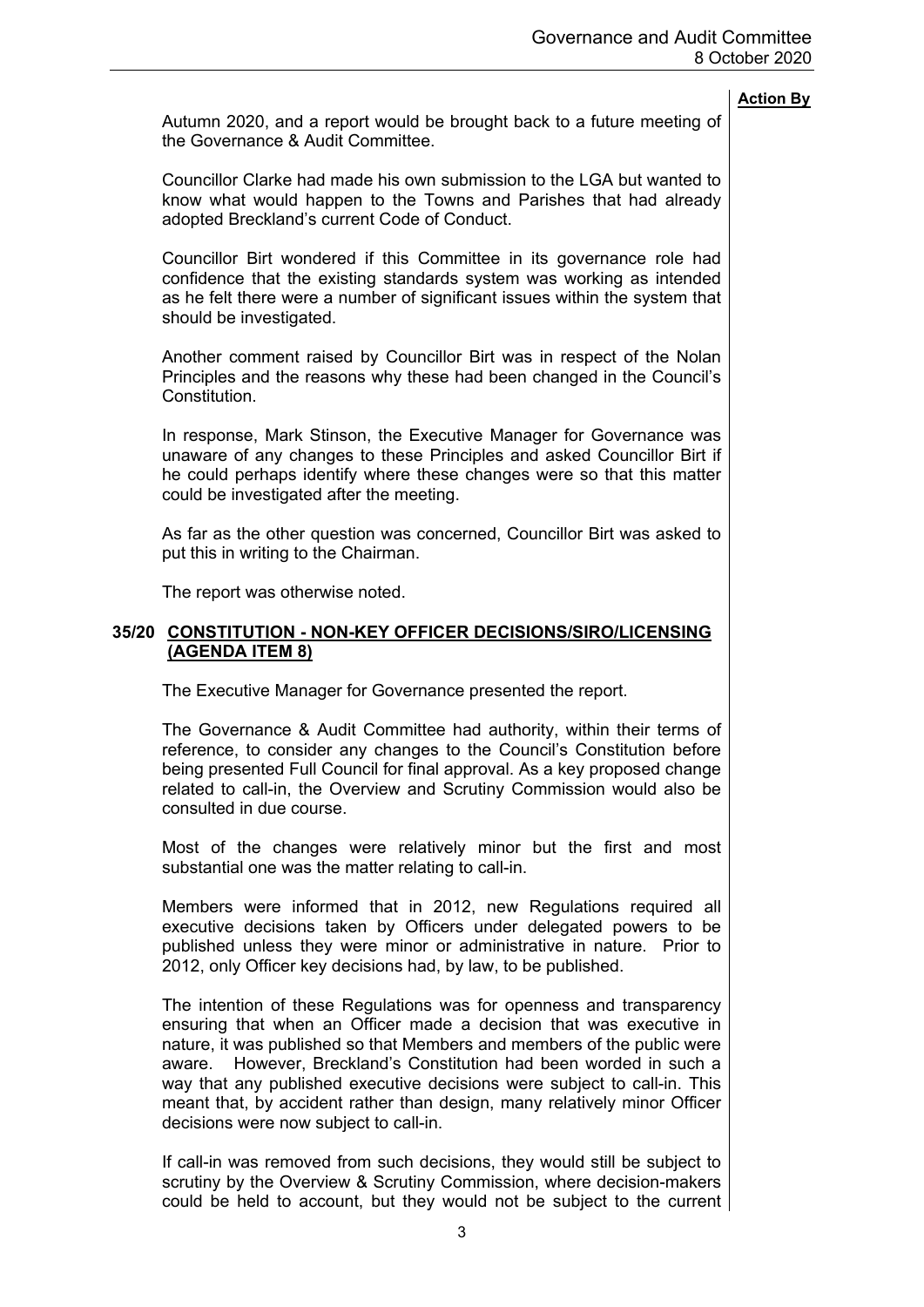**Action By**

Autumn 2020, and a report would be brought back to a future meeting of the Governance & Audit Committee.

Councillor Clarke had made his own submission to the LGA but wanted to know what would happen to the Towns and Parishes that had already adopted Breckland's current Code of Conduct.

Councillor Birt wondered if this Committee in its governance role had confidence that the existing standards system was working as intended as he felt there were a number of significant issues within the system that should be investigated.

Another comment raised by Councillor Birt was in respect of the Nolan Principles and the reasons why these had been changed in the Council's Constitution.

In response, Mark Stinson, the Executive Manager for Governance was unaware of any changes to these Principles and asked Councillor Birt if he could perhaps identify where these changes were so that this matter could be investigated after the meeting.

As far as the other question was concerned, Councillor Birt was asked to put this in writing to the Chairman.

The report was otherwise noted.

## 35/20 CONSTITUTION - NON-KEY OFFICER DECISIONS/SIRO/LICENSING (AGENDA ITEM 8)

The Executive Manager for Governance presented the report.

The Governance & Audit Committee had authority, within their terms of reference, to consider any changes to the Council's Constitution before being presented Full Council for final approval. As a key proposed change related to call-in, the Overview and Scrutiny Commission would also be consulted in due course.

Most of the changes were relatively minor but the first and most substantial one was the matter relating to call-in.

Members were informed that in 2012, new Regulations required all executive decisions taken by Officers under delegated powers to be published unless they were minor or administrative in nature. Prior to 2012, only Officer key decisions had, by law, to be published.

The intention of these Regulations was for openness and transparency ensuring that when an Officer made a decision that was executive in nature, it was published so that Members and members of the public were aware. However, Breckland's Constitution had been worded in such a way that any published executive decisions were subject to call-in. This meant that, by accident rather than design, many relatively minor Officer decisions were now subject to call-in.

If call-in was removed from such decisions, they would still be subject to scrutiny by the Overview & Scrutiny Commission, where decision-makers could be held to account, but they would not be subject to the current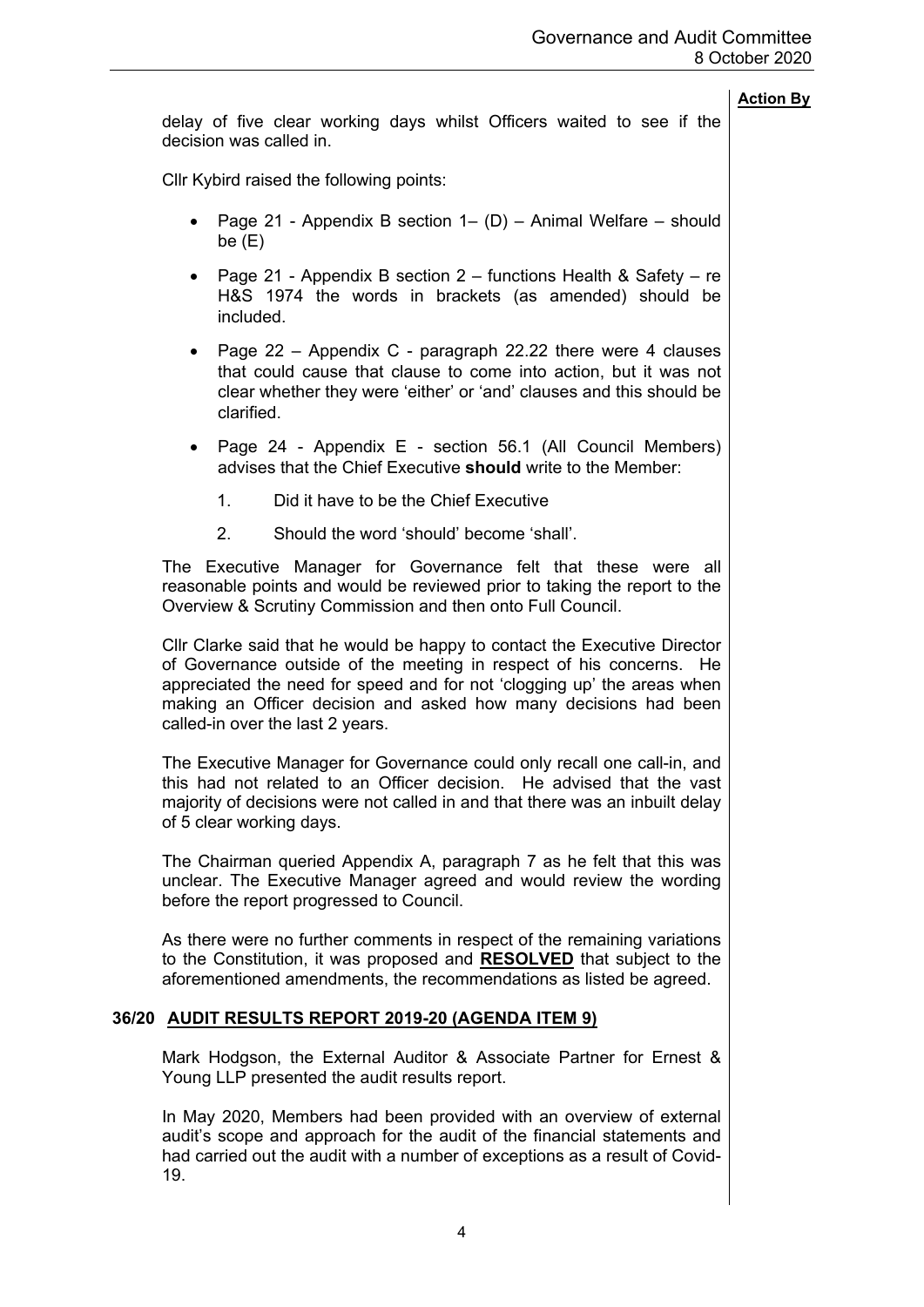**Action By**

delay of five clear working days whilst Officers waited to see if the decision was called in.

Cllr Kybird raised the following points:

- Page 21 - Appendix B section 1– (D) – Animal Welfare – should be (E)
- Page 21 - Appendix B section 2 – functions Health & Safety – re H&S 1974 the words in brackets (as amended) should be included.
- Page 22 – Appendix C - paragraph 22.22 there were 4 clauses that could cause that clause to come into action, but it was not clear whether they were 'either' or 'and' clauses and this should be clarified.
- Page 24 - Appendix E - section 56.1 (All Council Members) advises that the Chief Executive **should** write to the Member:
  1. Did it have to be the Chief Executive
  2. Should the word 'should' become 'shall'.

The Executive Manager for Governance felt that these were all reasonable points and would be reviewed prior to taking the report to the Overview & Scrutiny Commission and then onto Full Council.

Cllr Clarke said that he would be happy to contact the Executive Director of Governance outside of the meeting in respect of his concerns. He appreciated the need for speed and for not 'clogging up' the areas when making an Officer decision and asked how many decisions had been called-in over the last 2 years.

The Executive Manager for Governance could only recall one call-in, and this had not related to an Officer decision. He advised that the vast majority of decisions were not called in and that there was an inbuilt delay of 5 clear working days.

The Chairman queried Appendix A, paragraph 7 as he felt that this was unclear. The Executive Manager agreed and would review the wording before the report progressed to Council.

As there were no further comments in respect of the remaining variations to the Constitution, it was proposed and **RESOLVED** that subject to the aforementioned amendments, the recommendations as listed be agreed.

## 36/20 AUDIT RESULTS REPORT 2019-20 (AGENDA ITEM 9)

Mark Hodgson, the External Auditor & Associate Partner for Ernest & Young LLP presented the audit results report.

In May 2020, Members had been provided with an overview of external audit's scope and approach for the audit of the financial statements and had carried out the audit with a number of exceptions as a result of Covid-19.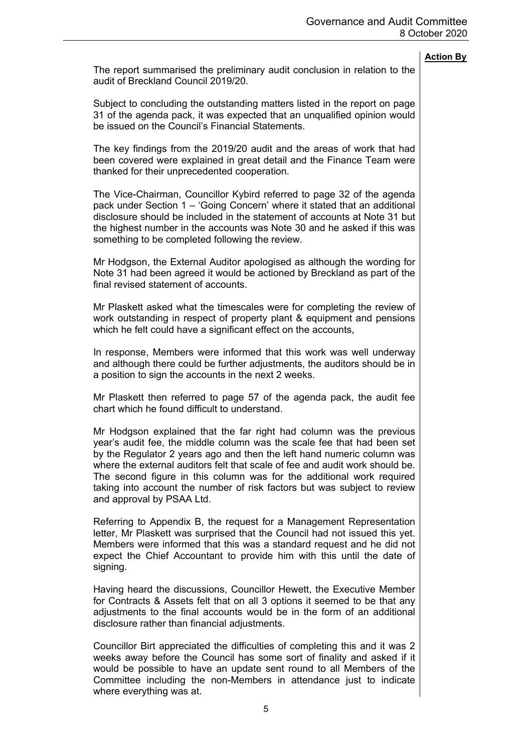**Action By**

The report summarised the preliminary audit conclusion in relation to the audit of Breckland Council 2019/20.

Subject to concluding the outstanding matters listed in the report on page 31 of the agenda pack, it was expected that an unqualified opinion would be issued on the Council's Financial Statements.

The key findings from the 2019/20 audit and the areas of work that had been covered were explained in great detail and the Finance Team were thanked for their unprecedented cooperation.

The Vice-Chairman, Councillor Kybird referred to page 32 of the agenda pack under Section 1 – 'Going Concern' where it stated that an additional disclosure should be included in the statement of accounts at Note 31 but the highest number in the accounts was Note 30 and he asked if this was something to be completed following the review.

Mr Hodgson, the External Auditor apologised as although the wording for Note 31 had been agreed it would be actioned by Breckland as part of the final revised statement of accounts.

Mr Plaskett asked what the timescales were for completing the review of work outstanding in respect of property plant & equipment and pensions which he felt could have a significant effect on the accounts,

In response, Members were informed that this work was well underway and although there could be further adjustments, the auditors should be in a position to sign the accounts in the next 2 weeks.

Mr Plaskett then referred to page 57 of the agenda pack, the audit fee chart which he found difficult to understand.

Mr Hodgson explained that the far right had column was the previous year's audit fee, the middle column was the scale fee that had been set by the Regulator 2 years ago and then the left hand numeric column was where the external auditors felt that scale of fee and audit work should be. The second figure in this column was for the additional work required taking into account the number of risk factors but was subject to review and approval by PSAA Ltd.

Referring to Appendix B, the request for a Management Representation letter, Mr Plaskett was surprised that the Council had not issued this yet. Members were informed that this was a standard request and he did not expect the Chief Accountant to provide him with this until the date of signing.

Having heard the discussions, Councillor Hewett, the Executive Member for Contracts & Assets felt that on all 3 options it seemed to be that any adjustments to the final accounts would be in the form of an additional disclosure rather than financial adjustments.

Councillor Birt appreciated the difficulties of completing this and it was 2 weeks away before the Council has some sort of finality and asked if it would be possible to have an update sent round to all Members of the Committee including the non-Members in attendance just to indicate where everything was at.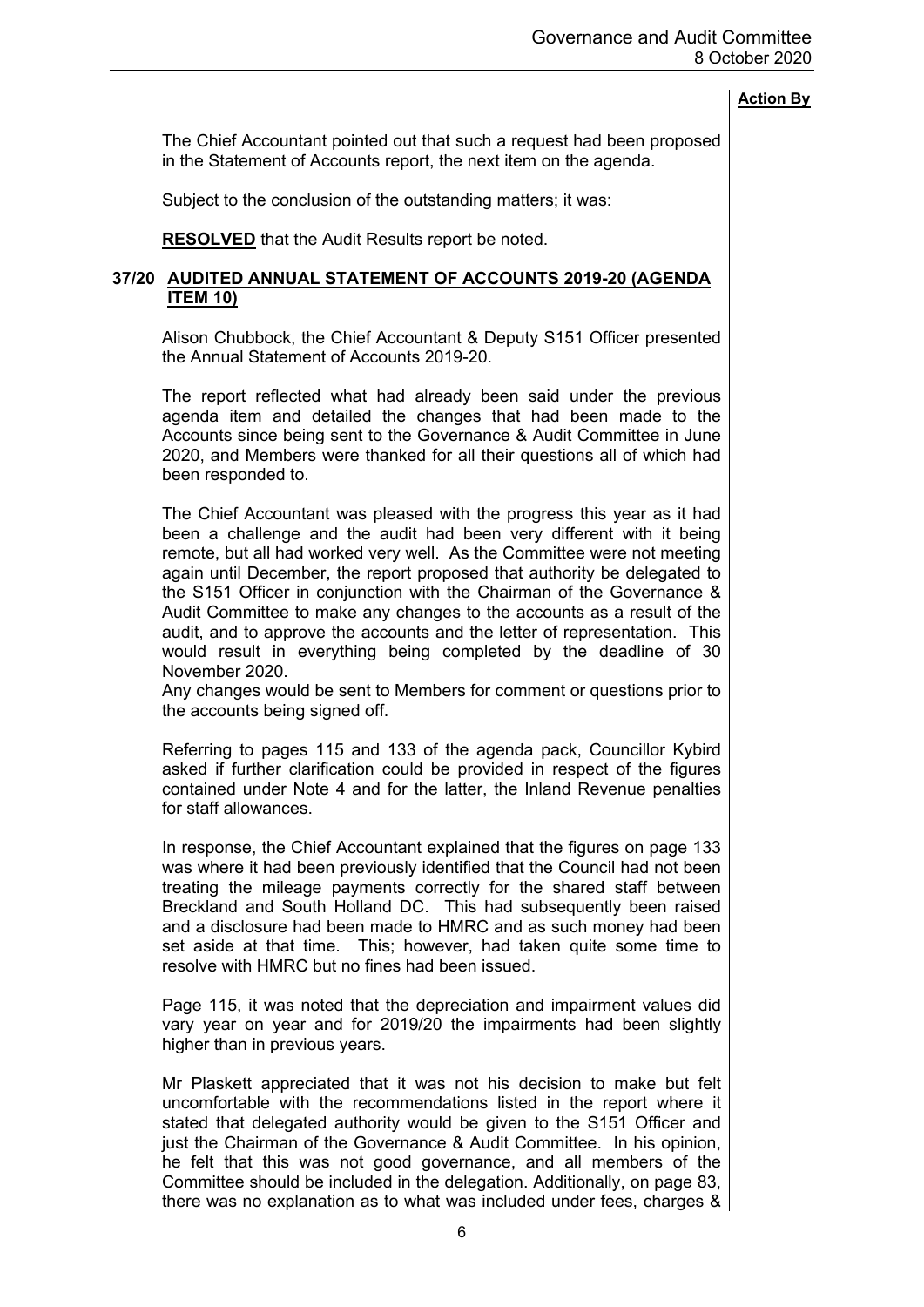**Action By**

The Chief Accountant pointed out that such a request had been proposed in the Statement of Accounts report, the next item on the agenda.

Subject to the conclusion of the outstanding matters; it was:

**RESOLVED** that the Audit Results report be noted.

## 37/20 AUDITED ANNUAL STATEMENT OF ACCOUNTS 2019-20 (AGENDA ITEM 10)

Alison Chubbock, the Chief Accountant & Deputy S151 Officer presented the Annual Statement of Accounts 2019-20.

The report reflected what had already been said under the previous agenda item and detailed the changes that had been made to the Accounts since being sent to the Governance & Audit Committee in June 2020, and Members were thanked for all their questions all of which had been responded to.

The Chief Accountant was pleased with the progress this year as it had been a challenge and the audit had been very different with it being remote, but all had worked very well. As the Committee were not meeting again until December, the report proposed that authority be delegated to the S151 Officer in conjunction with the Chairman of the Governance & Audit Committee to make any changes to the accounts as a result of the audit, and to approve the accounts and the letter of representation. This would result in everything being completed by the deadline of 30 November 2020.
Any changes would be sent to Members for comment or questions prior to the accounts being signed off.

Referring to pages 115 and 133 of the agenda pack, Councillor Kybird asked if further clarification could be provided in respect of the figures contained under Note 4 and for the latter, the Inland Revenue penalties for staff allowances.

In response, the Chief Accountant explained that the figures on page 133 was where it had been previously identified that the Council had not been treating the mileage payments correctly for the shared staff between Breckland and South Holland DC. This had subsequently been raised and a disclosure had been made to HMRC and as such money had been set aside at that time. This; however, had taken quite some time to resolve with HMRC but no fines had been issued.

Page 115, it was noted that the depreciation and impairment values did vary year on year and for 2019/20 the impairments had been slightly higher than in previous years.

Mr Plaskett appreciated that it was not his decision to make but felt uncomfortable with the recommendations listed in the report where it stated that delegated authority would be given to the S151 Officer and just the Chairman of the Governance & Audit Committee. In his opinion, he felt that this was not good governance, and all members of the Committee should be included in the delegation. Additionally, on page 83, there was no explanation as to what was included under fees, charges &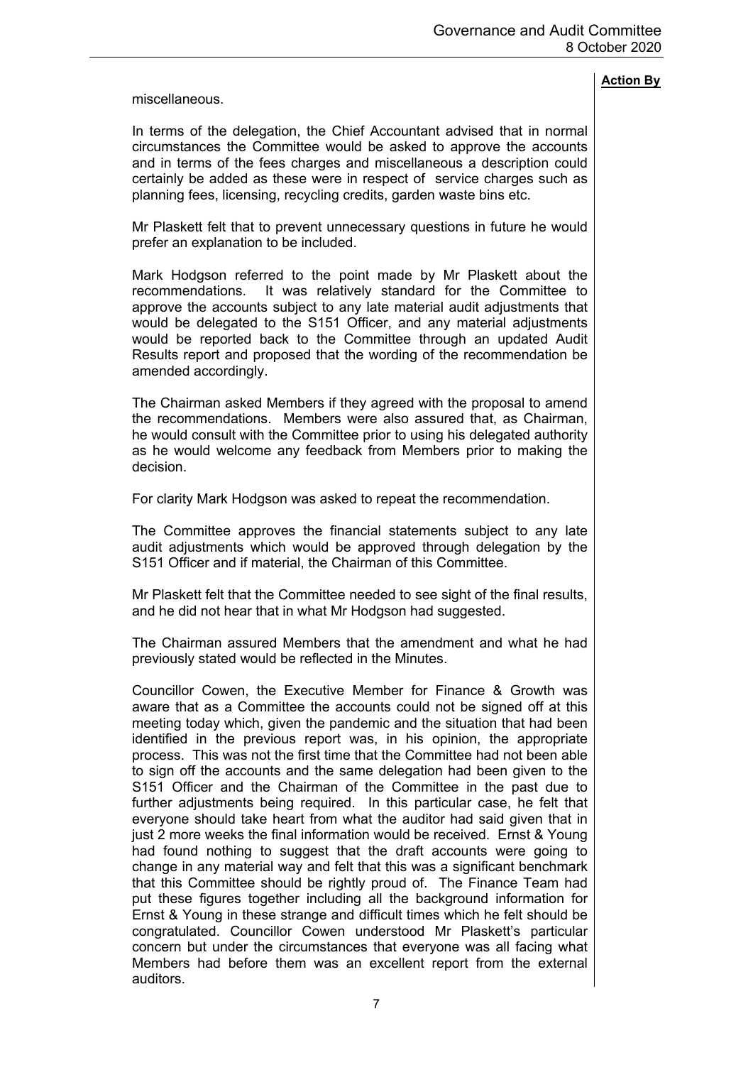**Action By**

miscellaneous.

In terms of the delegation, the Chief Accountant advised that in normal circumstances the Committee would be asked to approve the accounts and in terms of the fees charges and miscellaneous a description could certainly be added as these were in respect of service charges such as planning fees, licensing, recycling credits, garden waste bins etc.

Mr Plaskett felt that to prevent unnecessary questions in future he would prefer an explanation to be included.

Mark Hodgson referred to the point made by Mr Plaskett about the recommendations. It was relatively standard for the Committee to approve the accounts subject to any late material audit adjustments that would be delegated to the S151 Officer, and any material adjustments would be reported back to the Committee through an updated Audit Results report and proposed that the wording of the recommendation be amended accordingly.

The Chairman asked Members if they agreed with the proposal to amend the recommendations. Members were also assured that, as Chairman, he would consult with the Committee prior to using his delegated authority as he would welcome any feedback from Members prior to making the decision.

For clarity Mark Hodgson was asked to repeat the recommendation.

The Committee approves the financial statements subject to any late audit adjustments which would be approved through delegation by the S151 Officer and if material, the Chairman of this Committee.

Mr Plaskett felt that the Committee needed to see sight of the final results, and he did not hear that in what Mr Hodgson had suggested.

The Chairman assured Members that the amendment and what he had previously stated would be reflected in the Minutes.

Councillor Cowen, the Executive Member for Finance & Growth was aware that as a Committee the accounts could not be signed off at this meeting today which, given the pandemic and the situation that had been identified in the previous report was, in his opinion, the appropriate process. This was not the first time that the Committee had not been able to sign off the accounts and the same delegation had been given to the S151 Officer and the Chairman of the Committee in the past due to further adjustments being required. In this particular case, he felt that everyone should take heart from what the auditor had said given that in just 2 more weeks the final information would be received. Ernst & Young had found nothing to suggest that the draft accounts were going to change in any material way and felt that this was a significant benchmark that this Committee should be rightly proud of. The Finance Team had put these figures together including all the background information for Ernst & Young in these strange and difficult times which he felt should be congratulated. Councillor Cowen understood Mr Plaskett's particular concern but under the circumstances that everyone was all facing what Members had before them was an excellent report from the external auditors.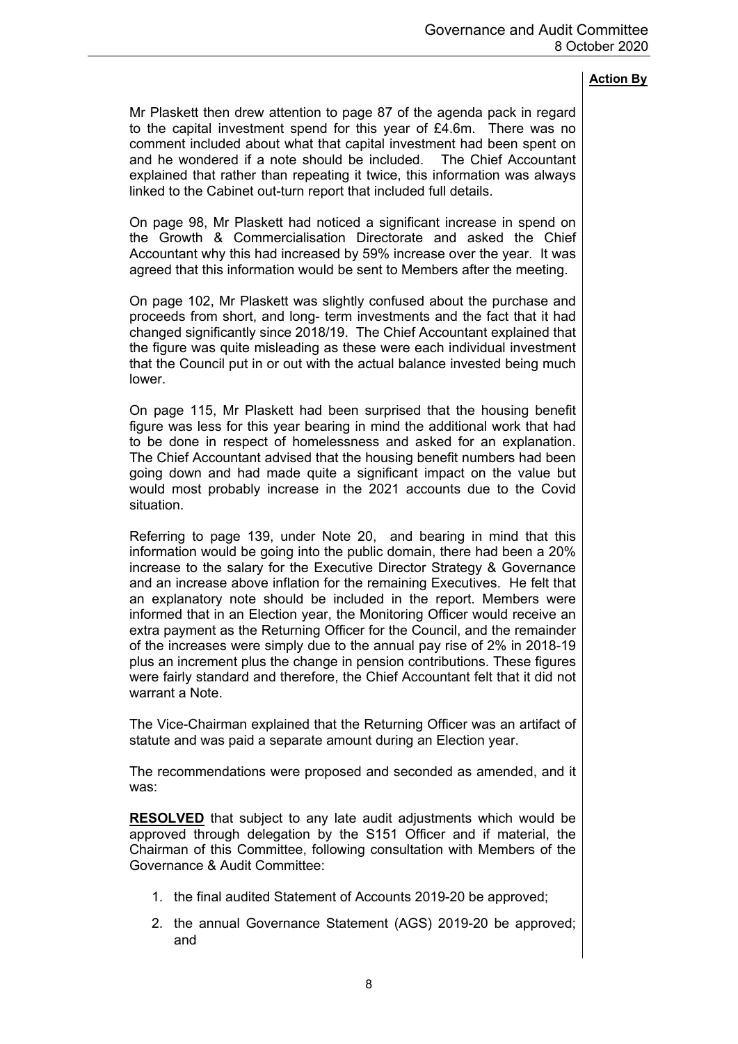**Action By**

Mr Plaskett then drew attention to page 87 of the agenda pack in regard to the capital investment spend for this year of £4.6m. There was no comment included about what that capital investment had been spent on and he wondered if a note should be included. The Chief Accountant explained that rather than repeating it twice, this information was always linked to the Cabinet out-turn report that included full details.

On page 98, Mr Plaskett had noticed a significant increase in spend on the Growth & Commercialisation Directorate and asked the Chief Accountant why this had increased by 59% increase over the year. It was agreed that this information would be sent to Members after the meeting.

On page 102, Mr Plaskett was slightly confused about the purchase and proceeds from short, and long- term investments and the fact that it had changed significantly since 2018/19. The Chief Accountant explained that the figure was quite misleading as these were each individual investment that the Council put in or out with the actual balance invested being much lower.

On page 115, Mr Plaskett had been surprised that the housing benefit figure was less for this year bearing in mind the additional work that had to be done in respect of homelessness and asked for an explanation. The Chief Accountant advised that the housing benefit numbers had been going down and had made quite a significant impact on the value but would most probably increase in the 2021 accounts due to the Covid situation.

Referring to page 139, under Note 20, and bearing in mind that this information would be going into the public domain, there had been a 20% increase to the salary for the Executive Director Strategy & Governance and an increase above inflation for the remaining Executives. He felt that an explanatory note should be included in the report. Members were informed that in an Election year, the Monitoring Officer would receive an extra payment as the Returning Officer for the Council, and the remainder of the increases were simply due to the annual pay rise of 2% in 2018-19 plus an increment plus the change in pension contributions. These figures were fairly standard and therefore, the Chief Accountant felt that it did not warrant a Note.

The Vice-Chairman explained that the Returning Officer was an artifact of statute and was paid a separate amount during an Election year.

The recommendations were proposed and seconded as amended, and it was:

**RESOLVED** that subject to any late audit adjustments which would be approved through delegation by the S151 Officer and if material, the Chairman of this Committee, following consultation with Members of the Governance & Audit Committee:

1. the final audited Statement of Accounts 2019-20 be approved;
2. the annual Governance Statement (AGS) 2019-20 be approved; and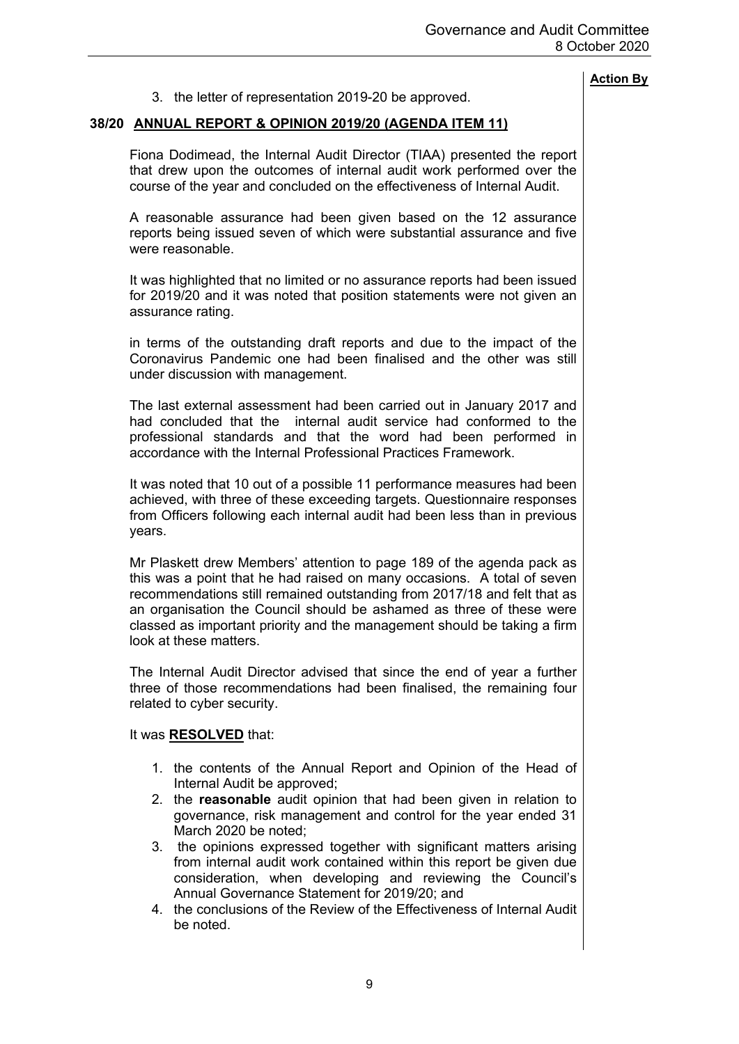**Action By**

3. the letter of representation 2019-20 be approved.

## 38/20 ANNUAL REPORT & OPINION 2019/20 (AGENDA ITEM 11)

Fiona Dodimead, the Internal Audit Director (TIAA) presented the report that drew upon the outcomes of internal audit work performed over the course of the year and concluded on the effectiveness of Internal Audit.

A reasonable assurance had been given based on the 12 assurance reports being issued seven of which were substantial assurance and five were reasonable.

It was highlighted that no limited or no assurance reports had been issued for 2019/20 and it was noted that position statements were not given an assurance rating.

in terms of the outstanding draft reports and due to the impact of the Coronavirus Pandemic one had been finalised and the other was still under discussion with management.

The last external assessment had been carried out in January 2017 and had concluded that the internal audit service had conformed to the professional standards and that the word had been performed in accordance with the Internal Professional Practices Framework.

It was noted that 10 out of a possible 11 performance measures had been achieved, with three of these exceeding targets. Questionnaire responses from Officers following each internal audit had been less than in previous years.

Mr Plaskett drew Members' attention to page 189 of the agenda pack as this was a point that he had raised on many occasions. A total of seven recommendations still remained outstanding from 2017/18 and felt that as an organisation the Council should be ashamed as three of these were classed as important priority and the management should be taking a firm look at these matters.

The Internal Audit Director advised that since the end of year a further three of those recommendations had been finalised, the remaining four related to cyber security.

It was **RESOLVED** that:

1. the contents of the Annual Report and Opinion of the Head of Internal Audit be approved;
2. the **reasonable** audit opinion that had been given in relation to governance, risk management and control for the year ended 31 March 2020 be noted;
3. the opinions expressed together with significant matters arising from internal audit work contained within this report be given due consideration, when developing and reviewing the Council's Annual Governance Statement for 2019/20; and
4. the conclusions of the Review of the Effectiveness of Internal Audit be noted.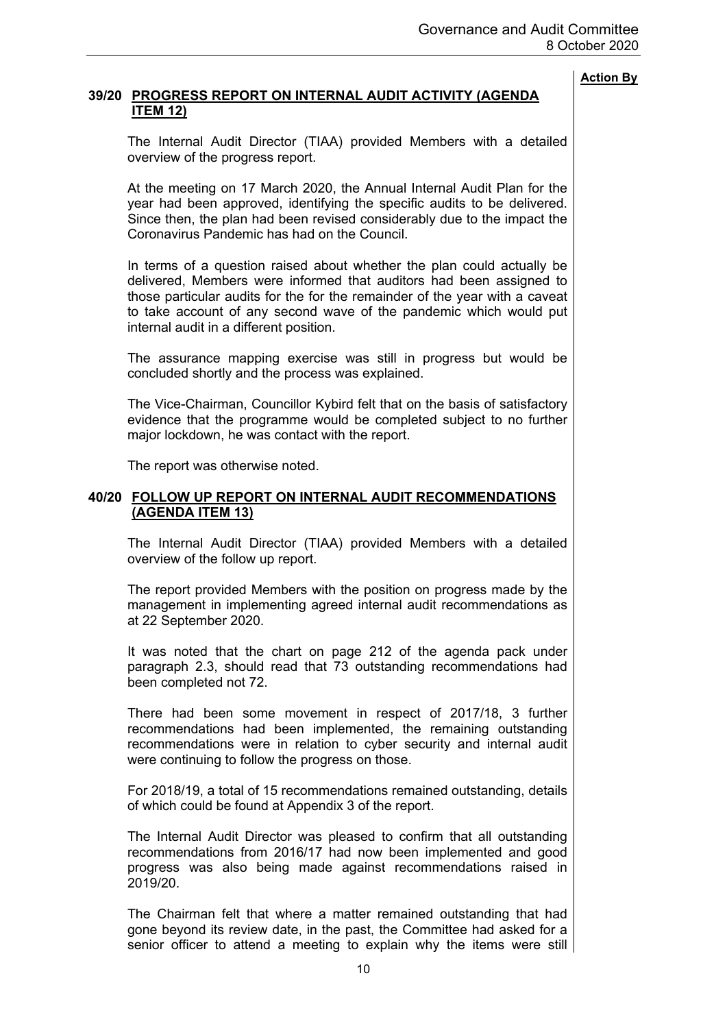**Action By**

## 39/20 PROGRESS REPORT ON INTERNAL AUDIT ACTIVITY (AGENDA ITEM 12)

The Internal Audit Director (TIAA) provided Members with a detailed overview of the progress report.

At the meeting on 17 March 2020, the Annual Internal Audit Plan for the year had been approved, identifying the specific audits to be delivered. Since then, the plan had been revised considerably due to the impact the Coronavirus Pandemic has had on the Council.

In terms of a question raised about whether the plan could actually be delivered, Members were informed that auditors had been assigned to those particular audits for the for the remainder of the year with a caveat to take account of any second wave of the pandemic which would put internal audit in a different position.

The assurance mapping exercise was still in progress but would be concluded shortly and the process was explained.

The Vice-Chairman, Councillor Kybird felt that on the basis of satisfactory evidence that the programme would be completed subject to no further major lockdown, he was contact with the report.

The report was otherwise noted.

## 40/20 FOLLOW UP REPORT ON INTERNAL AUDIT RECOMMENDATIONS (AGENDA ITEM 13)

The Internal Audit Director (TIAA) provided Members with a detailed overview of the follow up report.

The report provided Members with the position on progress made by the management in implementing agreed internal audit recommendations as at 22 September 2020.

It was noted that the chart on page 212 of the agenda pack under paragraph 2.3, should read that 73 outstanding recommendations had been completed not 72.

There had been some movement in respect of 2017/18, 3 further recommendations had been implemented, the remaining outstanding recommendations were in relation to cyber security and internal audit were continuing to follow the progress on those.

For 2018/19, a total of 15 recommendations remained outstanding, details of which could be found at Appendix 3 of the report.

The Internal Audit Director was pleased to confirm that all outstanding recommendations from 2016/17 had now been implemented and good progress was also being made against recommendations raised in 2019/20.

The Chairman felt that where a matter remained outstanding that had gone beyond its review date, in the past, the Committee had asked for a senior officer to attend a meeting to explain why the items were still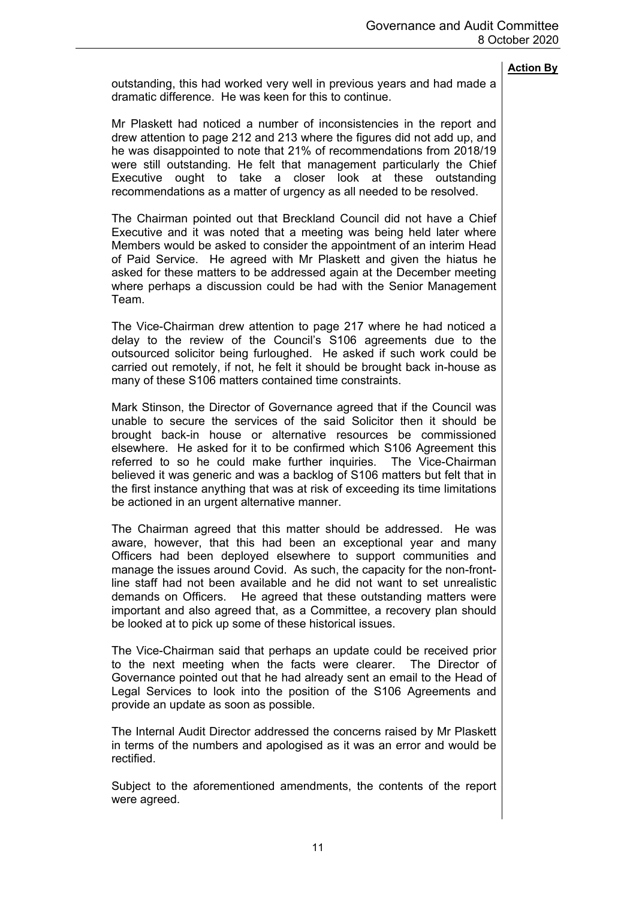**Action By**

outstanding, this had worked very well in previous years and had made a dramatic difference. He was keen for this to continue.

Mr Plaskett had noticed a number of inconsistencies in the report and drew attention to page 212 and 213 where the figures did not add up, and he was disappointed to note that 21% of recommendations from 2018/19 were still outstanding. He felt that management particularly the Chief Executive ought to take a closer look at these outstanding recommendations as a matter of urgency as all needed to be resolved.

The Chairman pointed out that Breckland Council did not have a Chief Executive and it was noted that a meeting was being held later where Members would be asked to consider the appointment of an interim Head of Paid Service. He agreed with Mr Plaskett and given the hiatus he asked for these matters to be addressed again at the December meeting where perhaps a discussion could be had with the Senior Management Team.

The Vice-Chairman drew attention to page 217 where he had noticed a delay to the review of the Council's S106 agreements due to the outsourced solicitor being furloughed. He asked if such work could be carried out remotely, if not, he felt it should be brought back in-house as many of these S106 matters contained time constraints.

Mark Stinson, the Director of Governance agreed that if the Council was unable to secure the services of the said Solicitor then it should be brought back-in house or alternative resources be commissioned elsewhere. He asked for it to be confirmed which S106 Agreement this referred to so he could make further inquiries. The Vice-Chairman believed it was generic and was a backlog of S106 matters but felt that in the first instance anything that was at risk of exceeding its time limitations be actioned in an urgent alternative manner.

The Chairman agreed that this matter should be addressed. He was aware, however, that this had been an exceptional year and many Officers had been deployed elsewhere to support communities and manage the issues around Covid. As such, the capacity for the non-front-line staff had not been available and he did not want to set unrealistic demands on Officers. He agreed that these outstanding matters were important and also agreed that, as a Committee, a recovery plan should be looked at to pick up some of these historical issues.

The Vice-Chairman said that perhaps an update could be received prior to the next meeting when the facts were clearer. The Director of Governance pointed out that he had already sent an email to the Head of Legal Services to look into the position of the S106 Agreements and provide an update as soon as possible.

The Internal Audit Director addressed the concerns raised by Mr Plaskett in terms of the numbers and apologised as it was an error and would be rectified.

Subject to the aforementioned amendments, the contents of the report were agreed.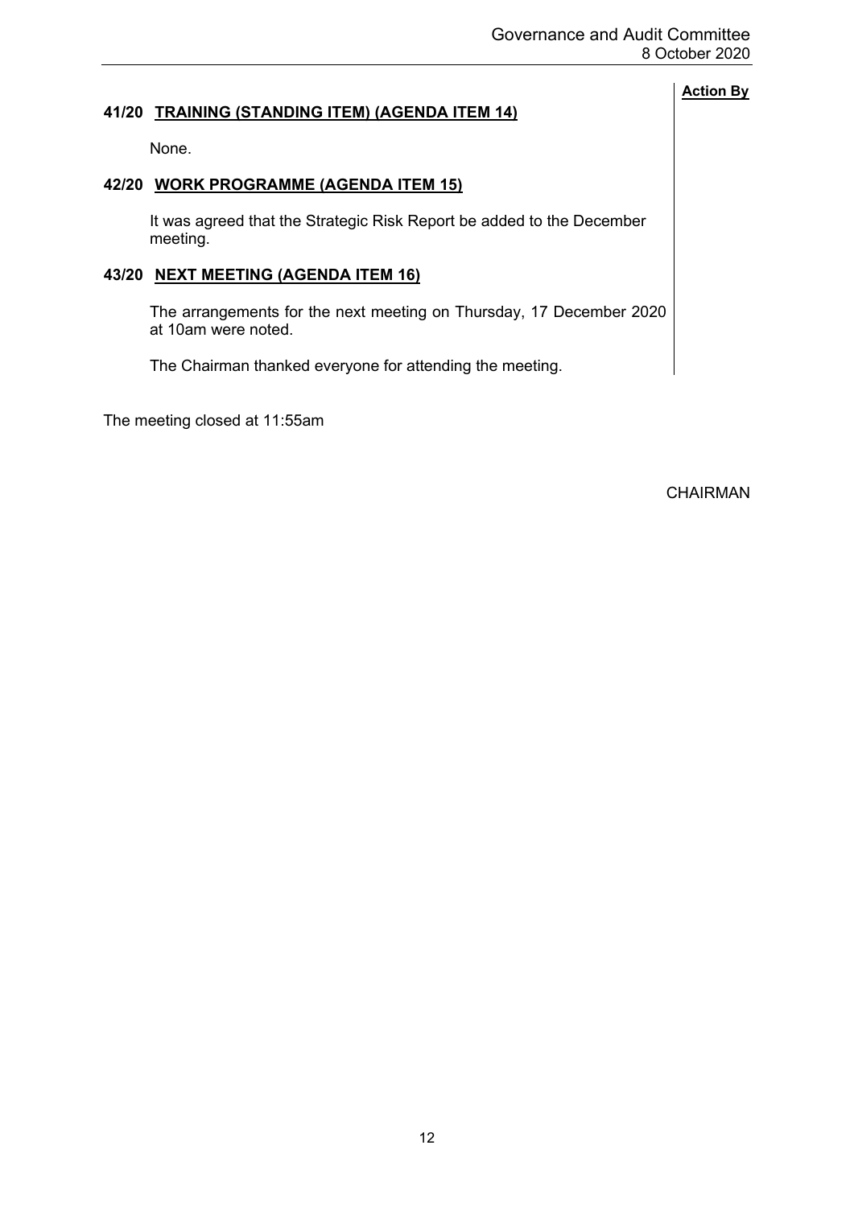**Action By**

### 41/20 TRAINING (STANDING ITEM) (AGENDA ITEM 14)

None.

### 42/20 WORK PROGRAMME (AGENDA ITEM 15)

It was agreed that the Strategic Risk Report be added to the December meeting.

### 43/20 NEXT MEETING (AGENDA ITEM 16)

The arrangements for the next meeting on Thursday, 17 December 2020 at 10am were noted.

The Chairman thanked everyone for attending the meeting.

The meeting closed at 11:55am

CHAIRMAN